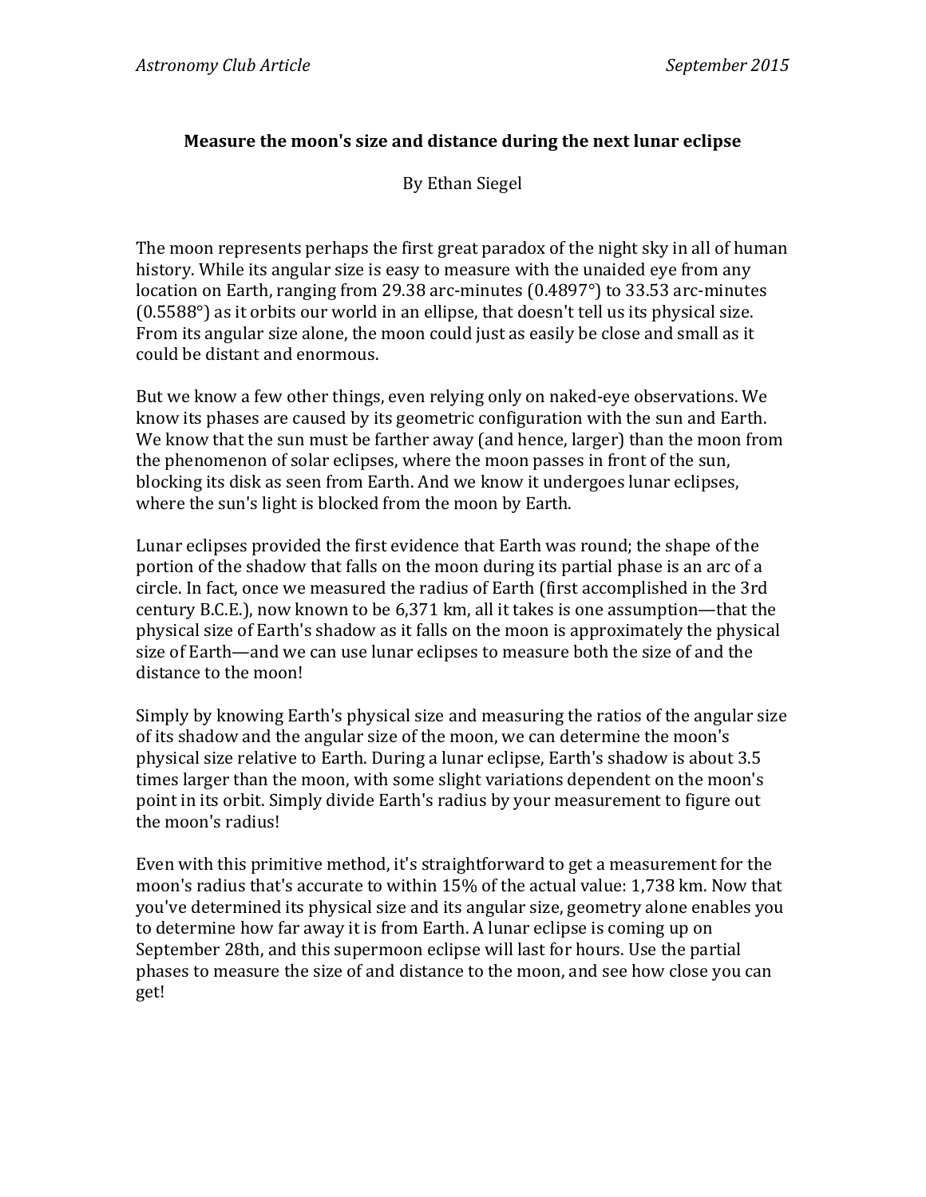**Measure the moon's size and distance during the next lunar eclipse**

By Ethan Siegel

The moon represents perhaps the first great paradox of the night sky in all of human history. While its angular size is easy to measure with the unaided eye from any location on Earth, ranging from 29.38 arc-minutes (0.4897°) to 33.53 arc-minutes (0.5588°) as it orbits our world in an ellipse, that doesn't tell us its physical size. From its angular size alone, the moon could just as easily be close and small as it could be distant and enormous.

But we know a few other things, even relying only on naked-eye observations. We know its phases are caused by its geometric configuration with the sun and Earth. We know that the sun must be farther away (and hence, larger) than the moon from the phenomenon of solar eclipses, where the moon passes in front of the sun, blocking its disk as seen from Earth. And we know it undergoes lunar eclipses, where the sun's light is blocked from the moon by Earth.

Lunar eclipses provided the first evidence that Earth was round; the shape of the portion of the shadow that falls on the moon during its partial phase is an arc of a circle. In fact, once we measured the radius of Earth (first accomplished in the 3rd century B.C.E.), now known to be 6,371 km, all it takes is one assumption—that the physical size of Earth's shadow as it falls on the moon is approximately the physical size of Earth—and we can use lunar eclipses to measure both the size of and the distance to the moon!

Simply by knowing Earth's physical size and measuring the ratios of the angular size of its shadow and the angular size of the moon, we can determine the moon's physical size relative to Earth. During a lunar eclipse, Earth's shadow is about 3.5 times larger than the moon, with some slight variations dependent on the moon's point in its orbit. Simply divide Earth's radius by your measurement to figure out the moon's radius!

Even with this primitive method, it's straightforward to get a measurement for the moon's radius that's accurate to within 15% of the actual value: 1,738 km. Now that you've determined its physical size and its angular size, geometry alone enables you to determine how far away it is from Earth. A lunar eclipse is coming up on September 28th, and this supermoon eclipse will last for hours. Use the partial phases to measure the size of and distance to the moon, and see how close you can get!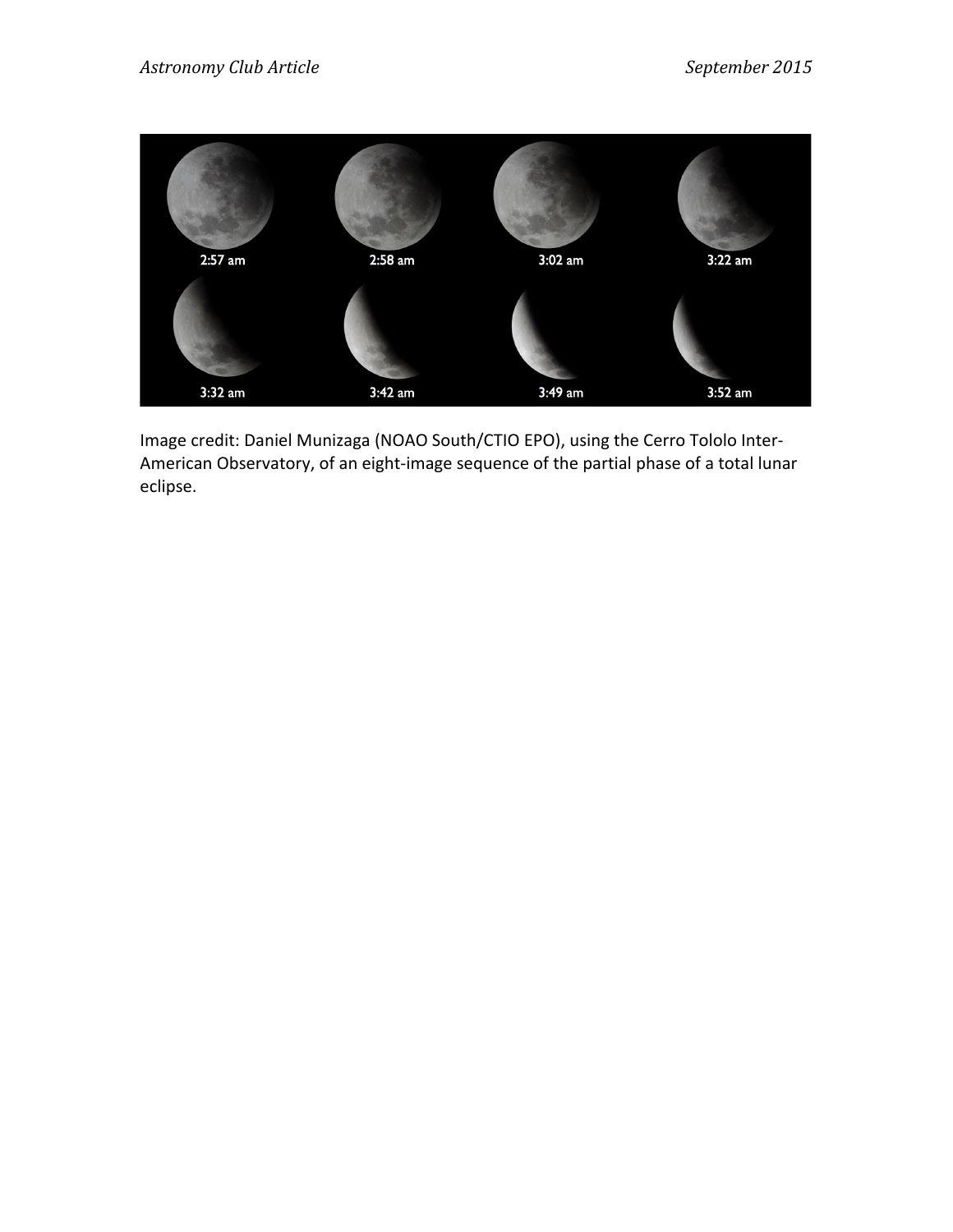2:57 am

2:58 am

3:02 am

3:22 am

3:32 am

3:42 am

3:49 am

3:52 am

Image credit: Daniel Munizaga (NOAO South/CTIO EPO), using the Cerro Tololo Inter-American Observatory, of an eight-image sequence of the partial phase of a total lunar eclipse.